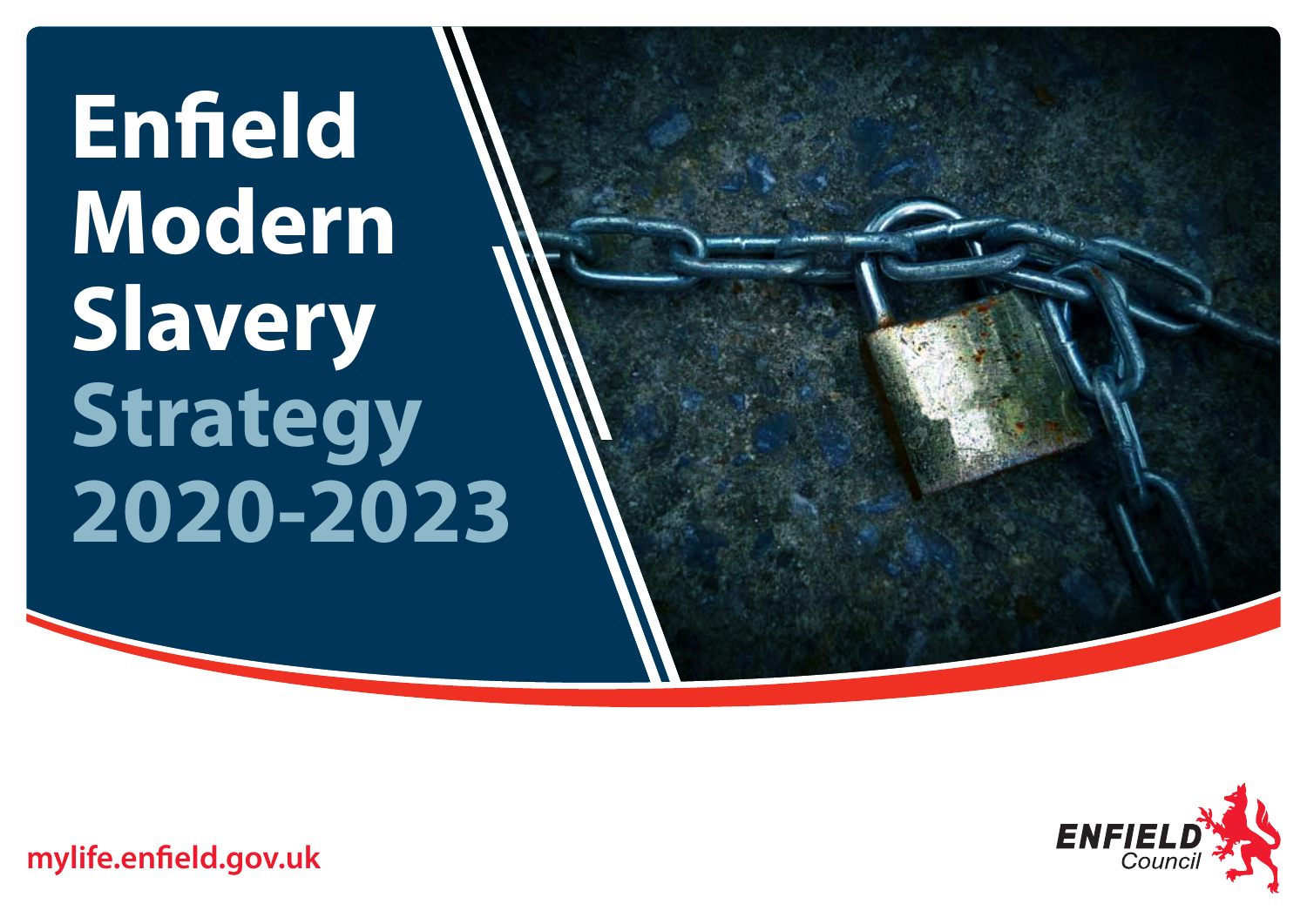# Enfield Modern Slavery Strategy 2020-2023

mylife.enfield.gov.uk

ENFIELD Council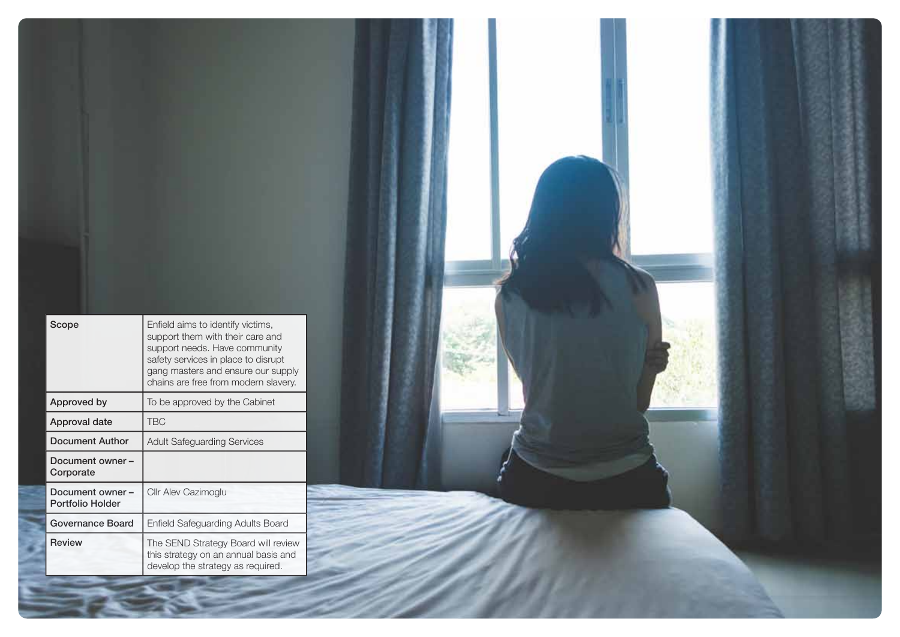| | |
|---|---|
| Scope | Enfield aims to identify victims, support them with their care and support needs. Have community safety services in place to disrupt gang masters and ensure our supply chains are free from modern slavery. |
| Approved by | To be approved by the Cabinet |
| Approval date | TBC |
| Document Author | Adult Safeguarding Services |
| Document owner – Corporate | |
| Document owner – Portfolio Holder | Cllr Alev Cazimoglu |
| Governance Board | Enfield Safeguarding Adults Board |
| Review | The SEND Strategy Board will review this strategy on an annual basis and develop the strategy as required. |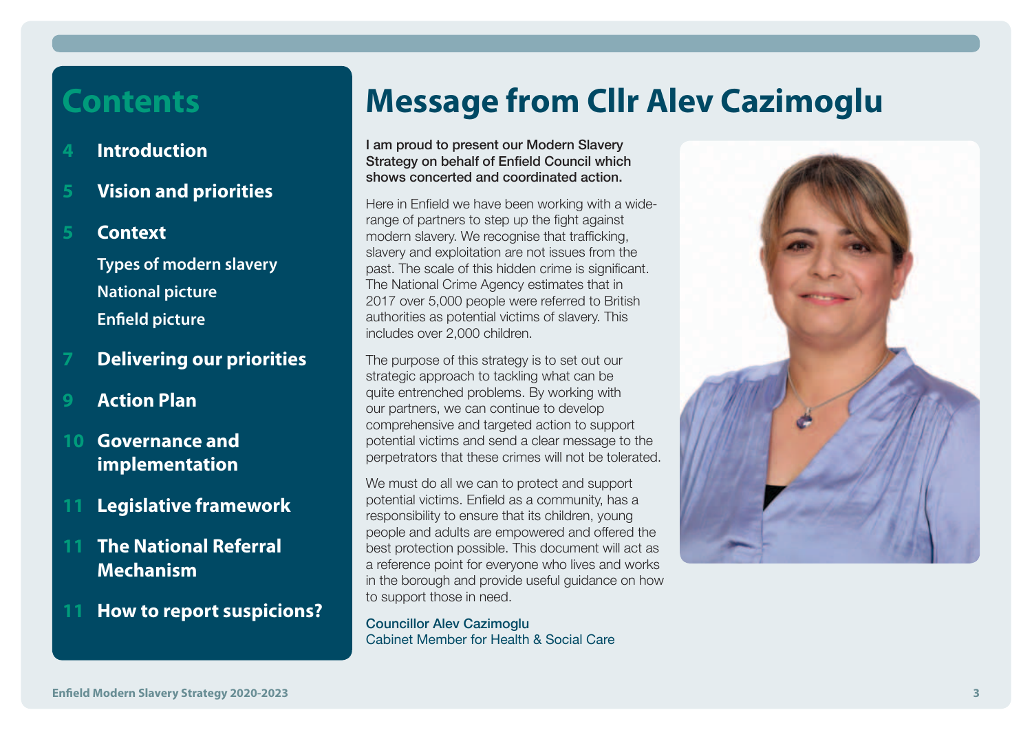## Contents

- 4 **Introduction**
- 5 **Vision and priorities**
- 5 **Context**
  - Types of modern slavery
  - National picture
  - Enfield picture
- 7 **Delivering our priorities**
- 9 **Action Plan**
- 10 **Governance and implementation**
- 11 **Legislative framework**
- 11 **The National Referral Mechanism**
- 11 **How to report suspicions?**

# Message from Cllr Alev Cazimoglu

**I am proud to present our Modern Slavery Strategy on behalf of Enfield Council which shows concerted and coordinated action.**

Here in Enfield we have been working with a wide-range of partners to step up the fight against modern slavery. We recognise that trafficking, slavery and exploitation are not issues from the past. The scale of this hidden crime is significant. The National Crime Agency estimates that in 2017 over 5,000 people were referred to British authorities as potential victims of slavery. This includes over 2,000 children.

The purpose of this strategy is to set out our strategic approach to tackling what can be quite entrenched problems. By working with our partners, we can continue to develop comprehensive and targeted action to support potential victims and send a clear message to the perpetrators that these crimes will not be tolerated.

We must do all we can to protect and support potential victims. Enfield as a community, has a responsibility to ensure that its children, young people and adults are empowered and offered the best protection possible. This document will act as a reference point for everyone who lives and works in the borough and provide useful guidance on how to support those in need.

Councillor Alev Cazimoglu
Cabinet Member for Health & Social Care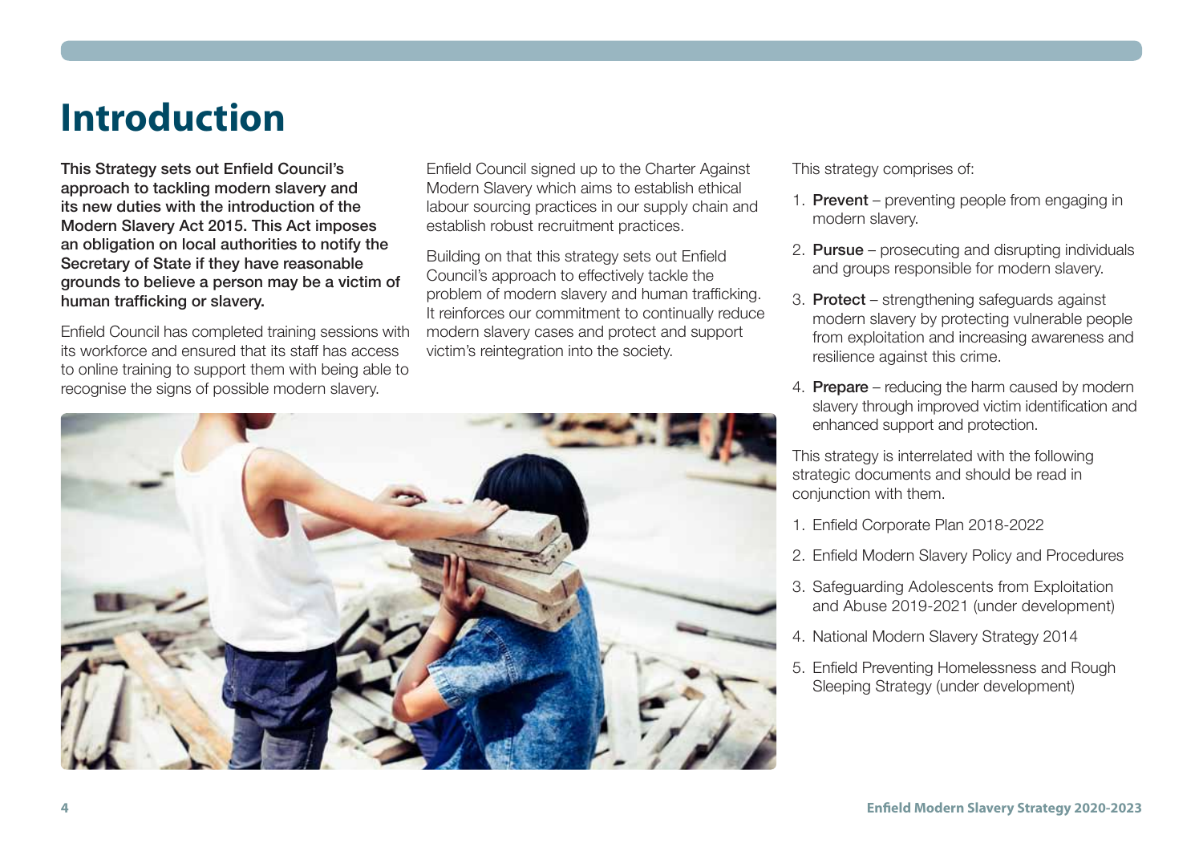# Introduction

**This Strategy sets out Enfield Council's approach to tackling modern slavery and its new duties with the introduction of the Modern Slavery Act 2015. This Act imposes an obligation on local authorities to notify the Secretary of State if they have reasonable grounds to believe a person may be a victim of human trafficking or slavery.**

Enfield Council has completed training sessions with its workforce and ensured that its staff has access to online training to support them with being able to recognise the signs of possible modern slavery.

Enfield Council signed up to the Charter Against Modern Slavery which aims to establish ethical labour sourcing practices in our supply chain and establish robust recruitment practices.

Building on that this strategy sets out Enfield Council's approach to effectively tackle the problem of modern slavery and human trafficking. It reinforces our commitment to continually reduce modern slavery cases and protect and support victim's reintegration into the society.

This strategy comprises of:

1. **Prevent** – preventing people from engaging in modern slavery.
2. **Pursue** – prosecuting and disrupting individuals and groups responsible for modern slavery.
3. **Protect** – strengthening safeguards against modern slavery by protecting vulnerable people from exploitation and increasing awareness and resilience against this crime.
4. **Prepare** – reducing the harm caused by modern slavery through improved victim identification and enhanced support and protection.

This strategy is interrelated with the following strategic documents and should be read in conjunction with them.

1. Enfield Corporate Plan 2018-2022
2. Enfield Modern Slavery Policy and Procedures
3. Safeguarding Adolescents from Exploitation and Abuse 2019-2021 (under development)
4. National Modern Slavery Strategy 2014
5. Enfield Preventing Homelessness and Rough Sleeping Strategy (under development)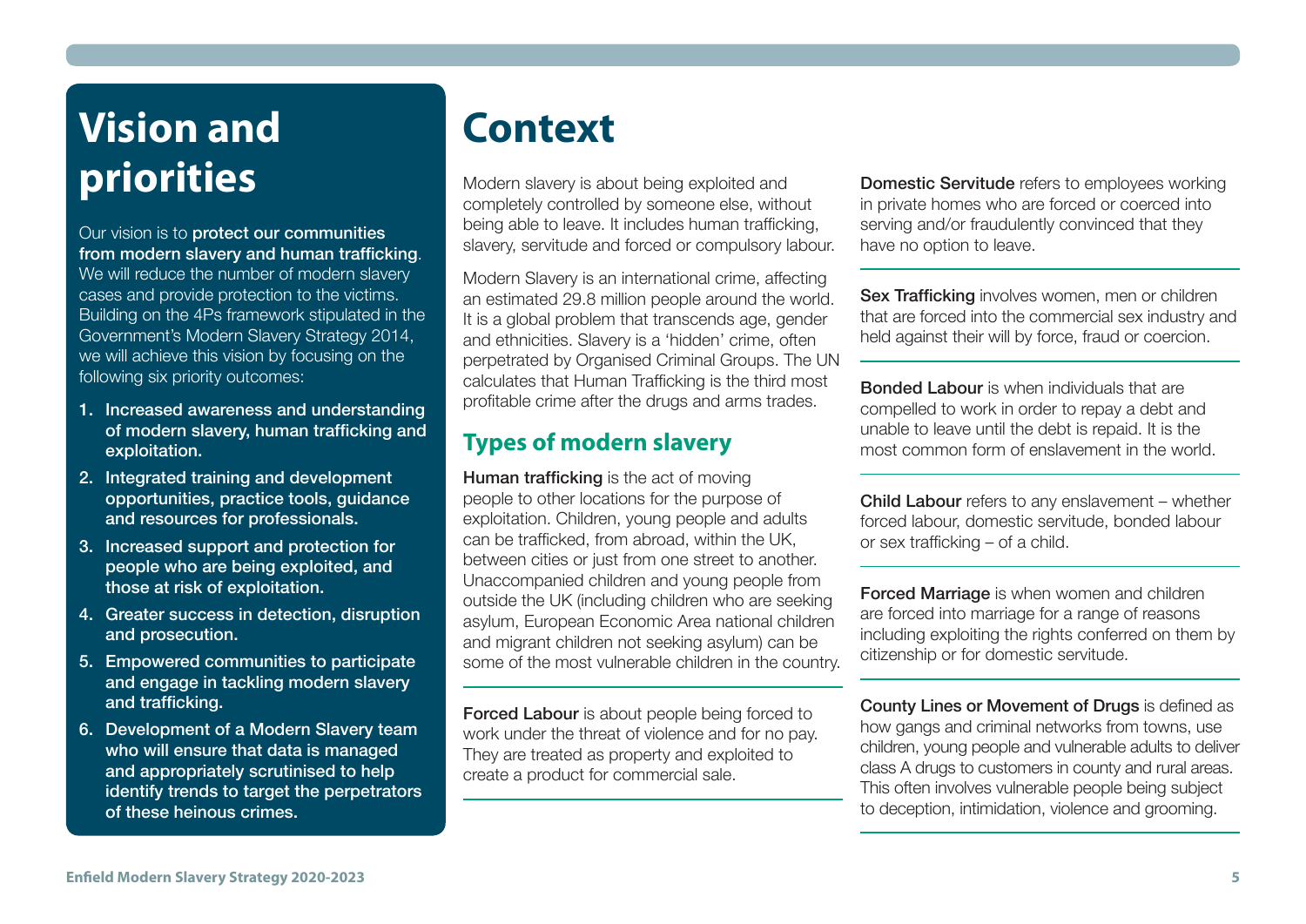# Vision and priorities

Our vision is to **protect our communities from modern slavery and human trafficking**. We will reduce the number of modern slavery cases and provide protection to the victims. Building on the 4Ps framework stipulated in the Government's Modern Slavery Strategy 2014, we will achieve this vision by focusing on the following six priority outcomes:

1. **Increased awareness and understanding of modern slavery, human trafficking and exploitation.**
2. **Integrated training and development opportunities, practice tools, guidance and resources for professionals.**
3. **Increased support and protection for people who are being exploited, and those at risk of exploitation.**
4. **Greater success in detection, disruption and prosecution.**
5. **Empowered communities to participate and engage in tackling modern slavery and trafficking.**
6. **Development of a Modern Slavery team who will ensure that data is managed and appropriately scrutinised to help identify trends to target the perpetrators of these heinous crimes.**

# Context

Modern slavery is about being exploited and completely controlled by someone else, without being able to leave. It includes human trafficking, slavery, servitude and forced or compulsory labour.

Modern Slavery is an international crime, affecting an estimated 29.8 million people around the world. It is a global problem that transcends age, gender and ethnicities. Slavery is a 'hidden' crime, often perpetrated by Organised Criminal Groups. The UN calculates that Human Trafficking is the third most profitable crime after the drugs and arms trades.

## Types of modern slavery

**Human trafficking** is the act of moving people to other locations for the purpose of exploitation. Children, young people and adults can be trafficked, from abroad, within the UK, between cities or just from one street to another. Unaccompanied children and young people from outside the UK (including children who are seeking asylum, European Economic Area national children and migrant children not seeking asylum) can be some of the most vulnerable children in the country.

**Forced Labour** is about people being forced to work under the threat of violence and for no pay. They are treated as property and exploited to create a product for commercial sale.

**Domestic Servitude** refers to employees working in private homes who are forced or coerced into serving and/or fraudulently convinced that they have no option to leave.

**Sex Trafficking** involves women, men or children that are forced into the commercial sex industry and held against their will by force, fraud or coercion.

**Bonded Labour** is when individuals that are compelled to work in order to repay a debt and unable to leave until the debt is repaid. It is the most common form of enslavement in the world.

**Child Labour** refers to any enslavement – whether forced labour, domestic servitude, bonded labour or sex trafficking – of a child.

**Forced Marriage** is when women and children are forced into marriage for a range of reasons including exploiting the rights conferred on them by citizenship or for domestic servitude.

**County Lines or Movement of Drugs** is defined as how gangs and criminal networks from towns, use children, young people and vulnerable adults to deliver class A drugs to customers in county and rural areas. This often involves vulnerable people being subject to deception, intimidation, violence and grooming.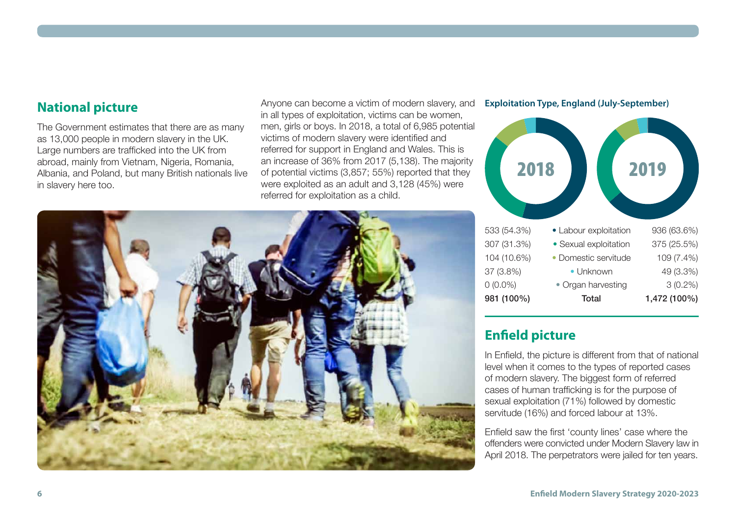## National picture

The Government estimates that there are as many as 13,000 people in modern slavery in the UK. Large numbers are trafficked into the UK from abroad, mainly from Vietnam, Nigeria, Romania, Albania, and Poland, but many British nationals live in slavery here too.

Anyone can become a victim of modern slavery, and in all types of exploitation, victims can be women, men, girls or boys. In 2018, a total of 6,985 potential victims of modern slavery were identified and referred for support in England and Wales. This is an increase of 36% from 2017 (5,138). The majority of potential victims (3,857; 55%) reported that they were exploited as an adult and 3,128 (45%) were referred for exploitation as a child.

**Exploitation Type, England (July-September)**

2018

2019

| 2018 | | 2019 |
|---|---|---|
| 533 (54.3%) | Labour exploitation | 936 (63.6%) |
| 307 (31.3%) | Sexual exploitation | 375 (25.5%) |
| 104 (10.6%) | Domestic servitude | 109 (7.4%) |
| 37 (3.8%) | Unknown | 49 (3.3%) |
| 0 (0.0%) | Organ harvesting | 3 (0.2%) |
| **981 (100%)** | **Total** | **1,472 (100%)** |

## Enfield picture

In Enfield, the picture is different from that of national level when it comes to the types of reported cases of modern slavery. The biggest form of referred cases of human trafficking is for the purpose of sexual exploitation (71%) followed by domestic servitude (16%) and forced labour at 13%.

Enfield saw the first 'county lines' case where the offenders were convicted under Modern Slavery law in April 2018. The perpetrators were jailed for ten years.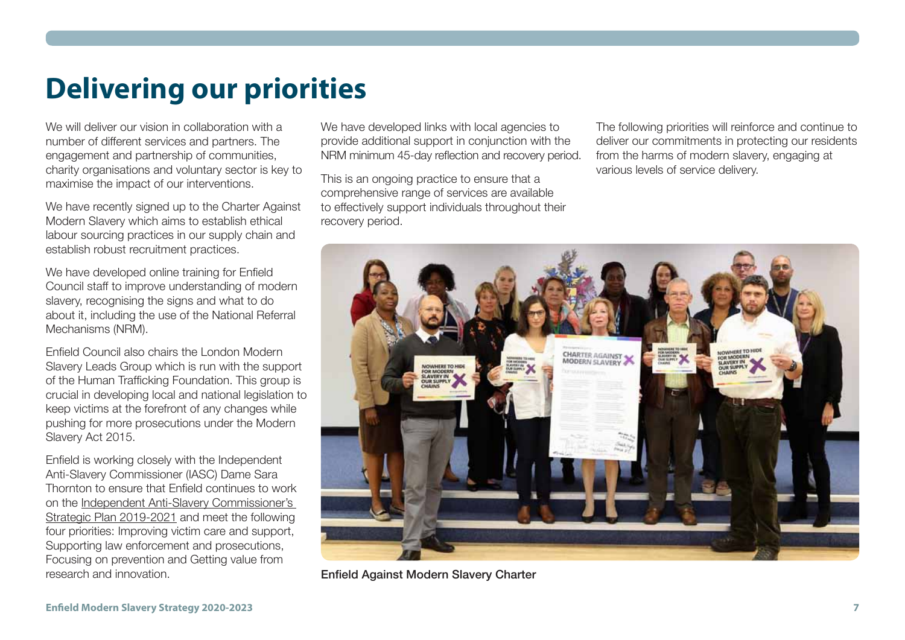# Delivering our priorities

We will deliver our vision in collaboration with a number of different services and partners. The engagement and partnership of communities, charity organisations and voluntary sector is key to maximise the impact of our interventions.

We have recently signed up to the Charter Against Modern Slavery which aims to establish ethical labour sourcing practices in our supply chain and establish robust recruitment practices.

We have developed online training for Enfield Council staff to improve understanding of modern slavery, recognising the signs and what to do about it, including the use of the National Referral Mechanisms (NRM).

Enfield Council also chairs the London Modern Slavery Leads Group which is run with the support of the Human Trafficking Foundation. This group is crucial in developing local and national legislation to keep victims at the forefront of any changes while pushing for more prosecutions under the Modern Slavery Act 2015.

Enfield is working closely with the Independent Anti-Slavery Commissioner (IASC) Dame Sara Thornton to ensure that Enfield continues to work on the Independent Anti-Slavery Commissioner's Strategic Plan 2019-2021 and meet the following four priorities: Improving victim care and support, Supporting law enforcement and prosecutions, Focusing on prevention and Getting value from research and innovation.

We have developed links with local agencies to provide additional support in conjunction with the NRM minimum 45-day reflection and recovery period.

This is an ongoing practice to ensure that a comprehensive range of services are available to effectively support individuals throughout their recovery period.

The following priorities will reinforce and continue to deliver our commitments in protecting our residents from the harms of modern slavery, engaging at various levels of service delivery.

Enfield Against Modern Slavery Charter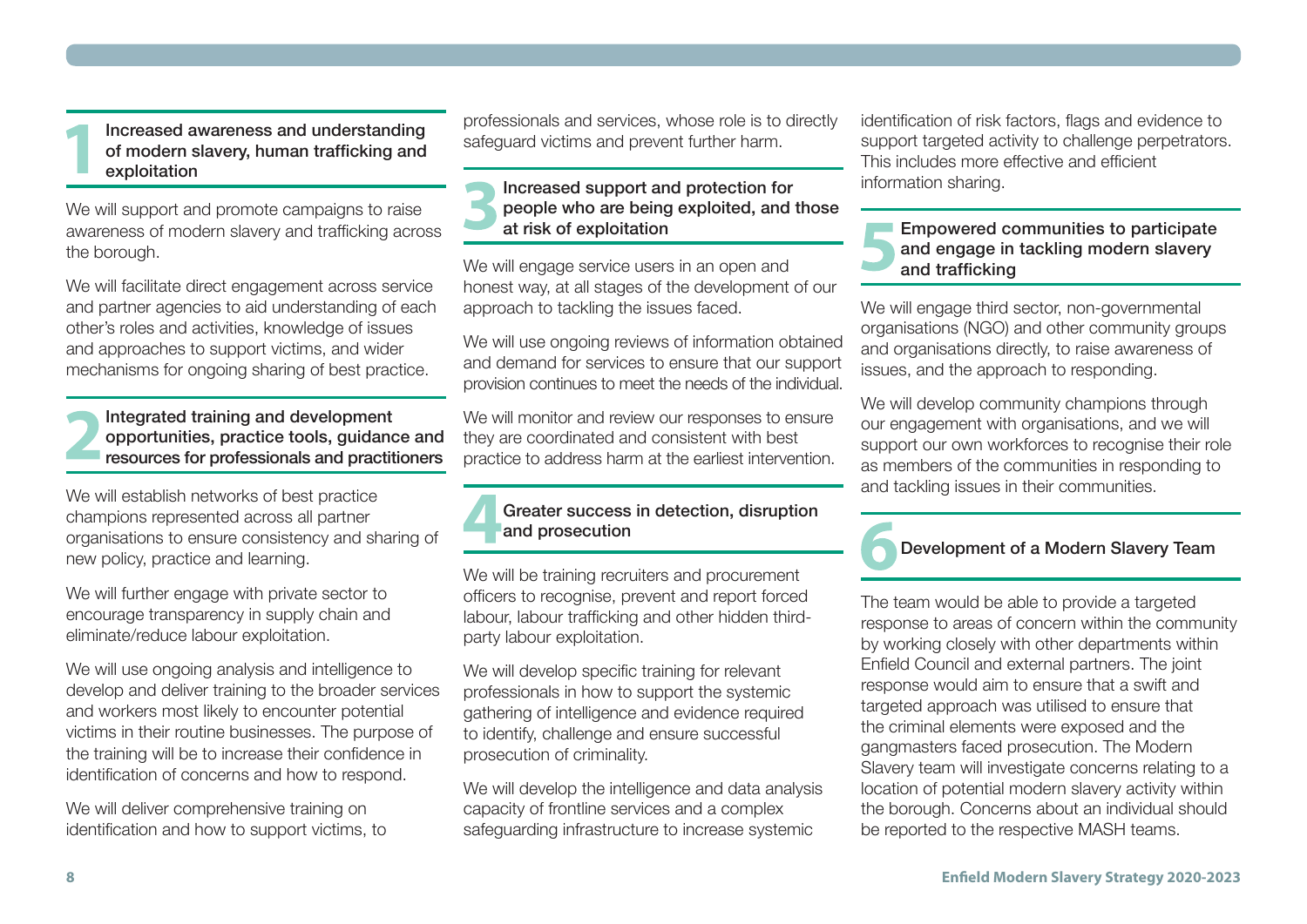## 1 Increased awareness and understanding of modern slavery, human trafficking and exploitation

We will support and promote campaigns to raise awareness of modern slavery and trafficking across the borough.

We will facilitate direct engagement across service and partner agencies to aid understanding of each other's roles and activities, knowledge of issues and approaches to support victims, and wider mechanisms for ongoing sharing of best practice.

## 2 Integrated training and development opportunities, practice tools, guidance and resources for professionals and practitioners

We will establish networks of best practice champions represented across all partner organisations to ensure consistency and sharing of new policy, practice and learning.

We will further engage with private sector to encourage transparency in supply chain and eliminate/reduce labour exploitation.

We will use ongoing analysis and intelligence to develop and deliver training to the broader services and workers most likely to encounter potential victims in their routine businesses. The purpose of the training will be to increase their confidence in identification of concerns and how to respond.

We will deliver comprehensive training on identification and how to support victims, to professionals and services, whose role is to directly safeguard victims and prevent further harm.

## 3 Increased support and protection for people who are being exploited, and those at risk of exploitation

We will engage service users in an open and honest way, at all stages of the development of our approach to tackling the issues faced.

We will use ongoing reviews of information obtained and demand for services to ensure that our support provision continues to meet the needs of the individual.

We will monitor and review our responses to ensure they are coordinated and consistent with best practice to address harm at the earliest intervention.

## 4 Greater success in detection, disruption and prosecution

We will be training recruiters and procurement officers to recognise, prevent and report forced labour, labour trafficking and other hidden third-party labour exploitation.

We will develop specific training for relevant professionals in how to support the systemic gathering of intelligence and evidence required to identify, challenge and ensure successful prosecution of criminality.

We will develop the intelligence and data analysis capacity of frontline services and a complex safeguarding infrastructure to increase systemic identification of risk factors, flags and evidence to support targeted activity to challenge perpetrators. This includes more effective and efficient information sharing.

## 5 Empowered communities to participate and engage in tackling modern slavery and trafficking

We will engage third sector, non-governmental organisations (NGO) and other community groups and organisations directly, to raise awareness of issues, and the approach to responding.

We will develop community champions through our engagement with organisations, and we will support our own workforces to recognise their role as members of the communities in responding to and tackling issues in their communities.

## 6 Development of a Modern Slavery Team

The team would be able to provide a targeted response to areas of concern within the community by working closely with other departments within Enfield Council and external partners. The joint response would aim to ensure that a swift and targeted approach was utilised to ensure that the criminal elements were exposed and the gangmasters faced prosecution. The Modern Slavery team will investigate concerns relating to a location of potential modern slavery activity within the borough. Concerns about an individual should be reported to the respective MASH teams.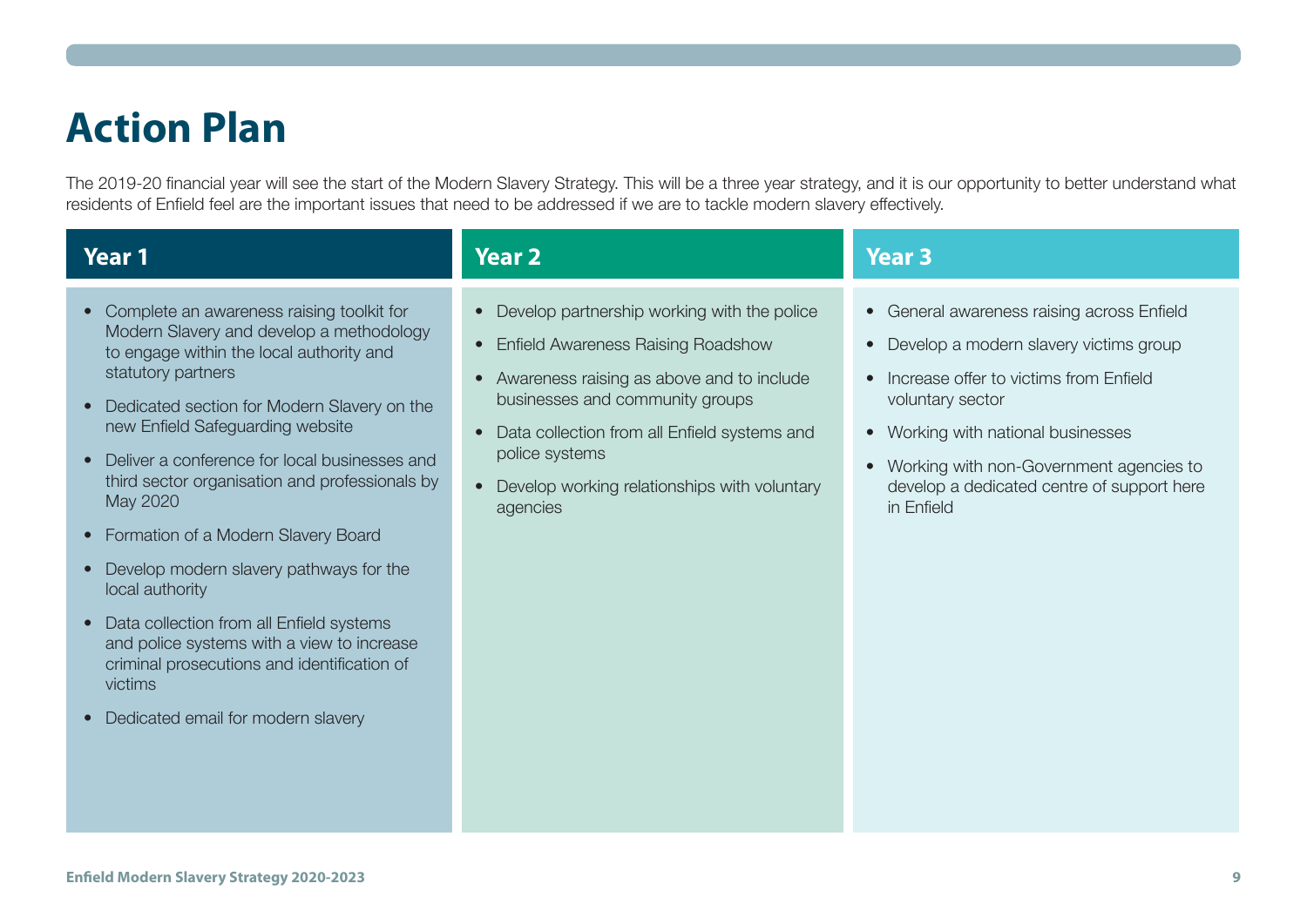# Action Plan

The 2019-20 financial year will see the start of the Modern Slavery Strategy. This will be a three year strategy, and it is our opportunity to better understand what residents of Enfield feel are the important issues that need to be addressed if we are to tackle modern slavery effectively.

## Year 1

- Complete an awareness raising toolkit for Modern Slavery and develop a methodology to engage within the local authority and statutory partners
- Dedicated section for Modern Slavery on the new Enfield Safeguarding website
- Deliver a conference for local businesses and third sector organisation and professionals by May 2020
- Formation of a Modern Slavery Board
- Develop modern slavery pathways for the local authority
- Data collection from all Enfield systems and police systems with a view to increase criminal prosecutions and identification of victims
- Dedicated email for modern slavery

## Year 2

- Develop partnership working with the police
- Enfield Awareness Raising Roadshow
- Awareness raising as above and to include businesses and community groups
- Data collection from all Enfield systems and police systems
- Develop working relationships with voluntary agencies

## Year 3

- General awareness raising across Enfield
- Develop a modern slavery victims group
- Increase offer to victims from Enfield voluntary sector
- Working with national businesses
- Working with non-Government agencies to develop a dedicated centre of support here in Enfield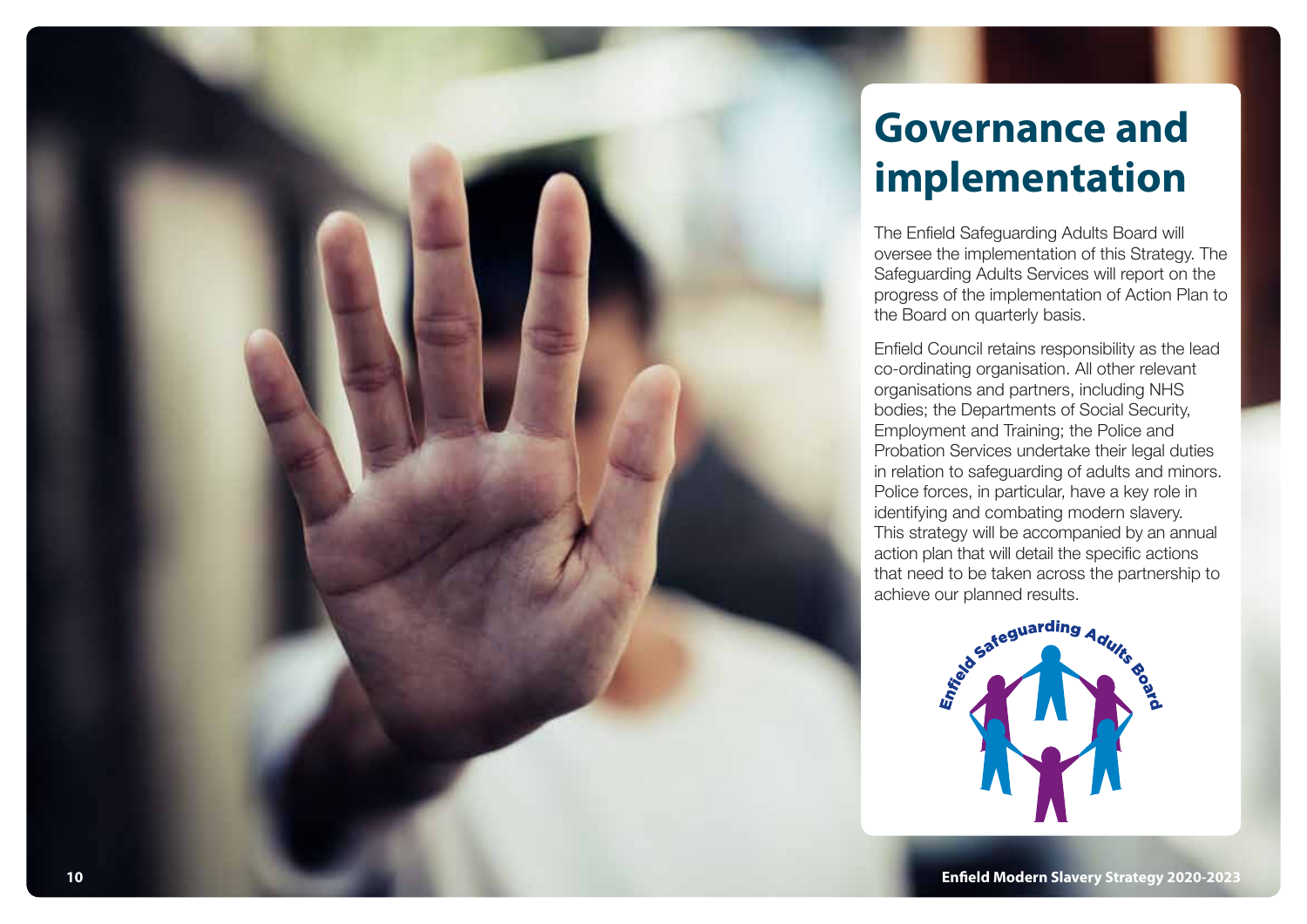# Governance and implementation

The Enfield Safeguarding Adults Board will oversee the implementation of this Strategy. The Safeguarding Adults Services will report on the progress of the implementation of Action Plan to the Board on quarterly basis.

Enfield Council retains responsibility as the lead co-ordinating organisation. All other relevant organisations and partners, including NHS bodies; the Departments of Social Security, Employment and Training; the Police and Probation Services undertake their legal duties in relation to safeguarding of adults and minors. Police forces, in particular, have a key role in identifying and combating modern slavery. This strategy will be accompanied by an annual action plan that will detail the specific actions that need to be taken across the partnership to achieve our planned results.

Enfield Safeguarding Adults Board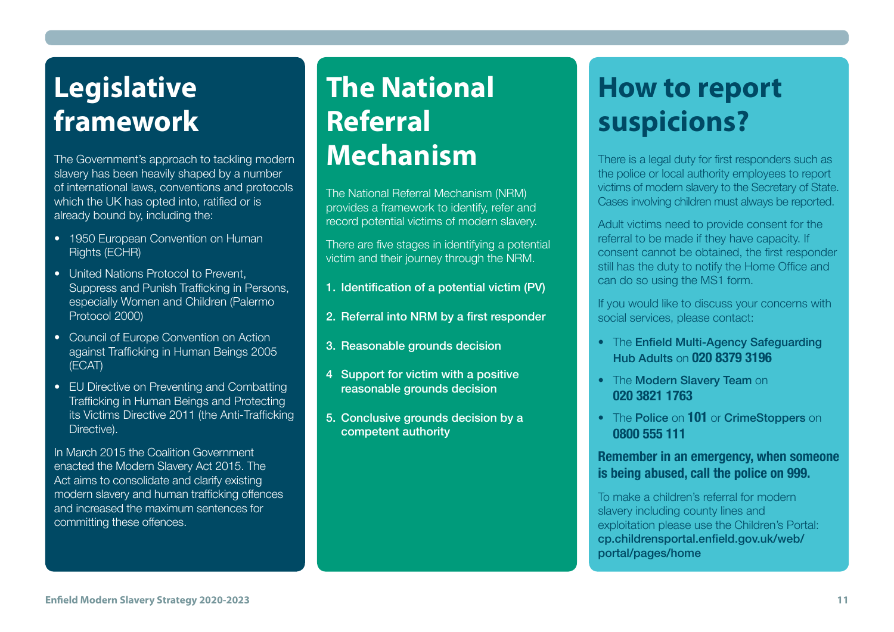## Legislative framework

The Government's approach to tackling modern slavery has been heavily shaped by a number of international laws, conventions and protocols which the UK has opted into, ratified or is already bound by, including the:

- 1950 European Convention on Human Rights (ECHR)
- United Nations Protocol to Prevent, Suppress and Punish Trafficking in Persons, especially Women and Children (Palermo Protocol 2000)
- Council of Europe Convention on Action against Trafficking in Human Beings 2005 (ECAT)
- EU Directive on Preventing and Combatting Trafficking in Human Beings and Protecting its Victims Directive 2011 (the Anti-Trafficking Directive).

In March 2015 the Coalition Government enacted the Modern Slavery Act 2015. The Act aims to consolidate and clarify existing modern slavery and human trafficking offences and increased the maximum sentences for committing these offences.

## The National Referral Mechanism

The National Referral Mechanism (NRM) provides a framework to identify, refer and record potential victims of modern slavery.

There are five stages in identifying a potential victim and their journey through the NRM.

1. **Identification of a potential victim (PV)**
2. **Referral into NRM by a first responder**
3. **Reasonable grounds decision**
4. **Support for victim with a positive reasonable grounds decision**
5. **Conclusive grounds decision by a competent authority**

## How to report suspicions?

There is a legal duty for first responders such as the police or local authority employees to report victims of modern slavery to the Secretary of State. Cases involving children must always be reported.

Adult victims need to provide consent for the referral to be made if they have capacity. If consent cannot be obtained, the first responder still has the duty to notify the Home Office and can do so using the MS1 form.

If you would like to discuss your concerns with social services, please contact:

- The **Enfield Multi-Agency Safeguarding Hub Adults** on **020 8379 3196**
- The **Modern Slavery Team** on **020 3821 1763**
- The **Police** on **101** or **CrimeStoppers** on **0800 555 111**

**Remember in an emergency, when someone is being abused, call the police on 999.**

To make a children's referral for modern slavery including county lines and exploitation please use the Children's Portal: **cp.childrensportal.enfield.gov.uk/web/portal/pages/home**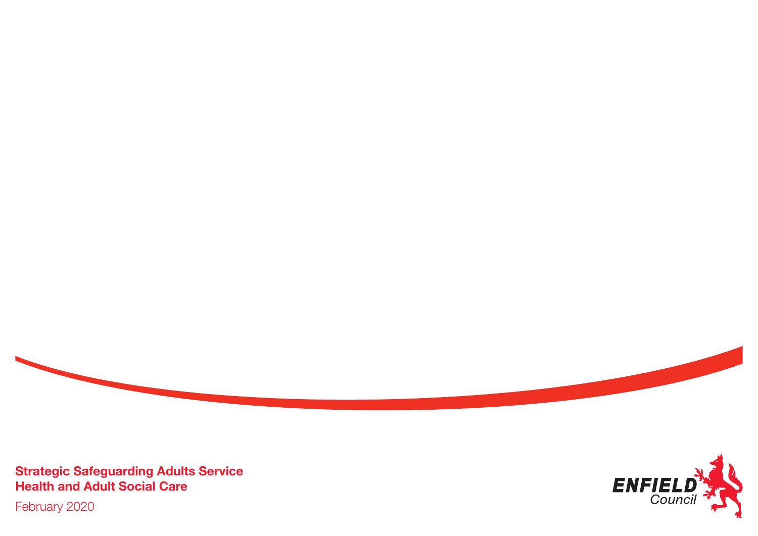**Strategic Safeguarding Adults Service**
**Health and Adult Social Care**

February 2020

ENFIELD Council